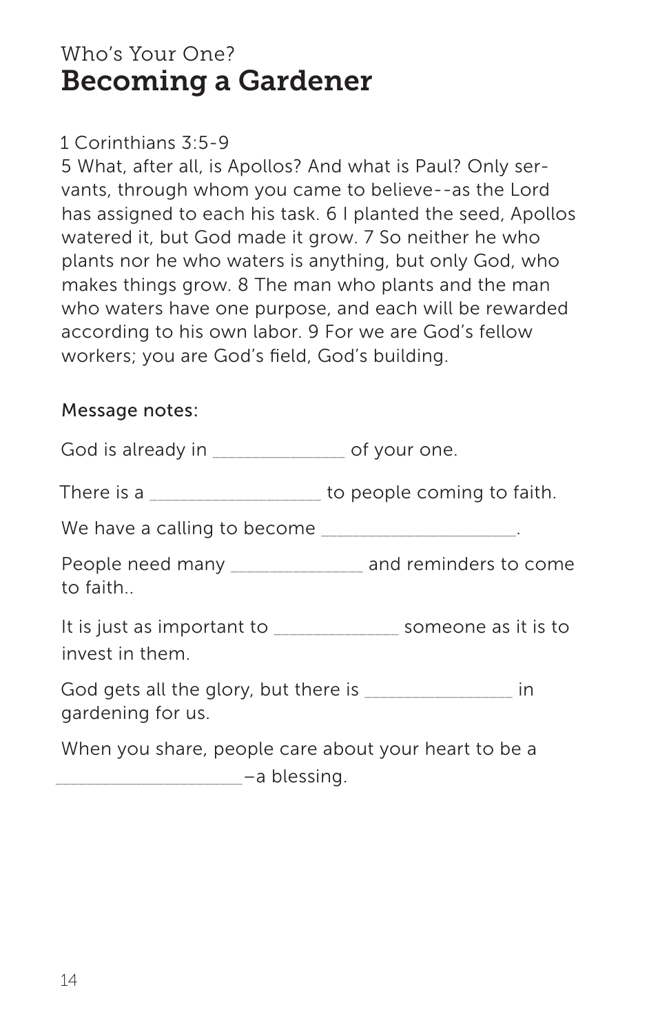Who's Your One?

# Becoming a Gardener

1 Corinthians 3:5-9

5 What, after all, is Apollos? And what is Paul? Only servants, through whom you came to believe--as the Lord has assigned to each his task. 6 I planted the seed, Apollos watered it, but God made it grow. 7 So neither he who plants nor he who waters is anything, but only God, who makes things grow. 8 The man who plants and the man who waters have one purpose, and each will be rewarded according to his own labor. 9 For we are God's fellow workers; you are God's field, God's building.

Message notes:

God is already in _____________ of your one.

There is a _________________ to people coming to faith.

We have a calling to become ___________________.

People need many _____________ and reminders to come to faith..

It is just as important to ____________ someone as it is to invest in them.

God gets all the glory, but there is ______________ in gardening for us.

When you share, people care about your heart to be a __________________–a blessing.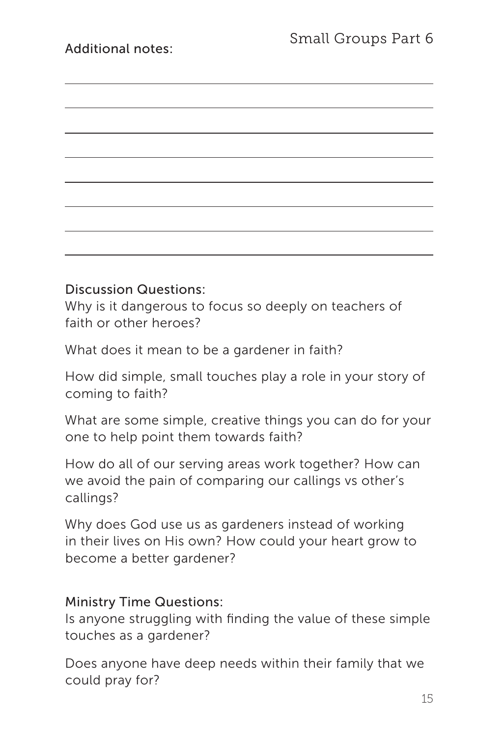Small Groups Part 6

Additional notes:

Discussion Questions:

Why is it dangerous to focus so deeply on teachers of faith or other heroes?

What does it mean to be a gardener in faith?

How did simple, small touches play a role in your story of coming to faith?

What are some simple, creative things you can do for your one to help point them towards faith?

How do all of our serving areas work together? How can we avoid the pain of comparing our callings vs other's callings?

Why does God use us as gardeners instead of working in their lives on His own? How could your heart grow to become a better gardener?

Ministry Time Questions:

Is anyone struggling with finding the value of these simple touches as a gardener?

Does anyone have deep needs within their family that we could pray for?